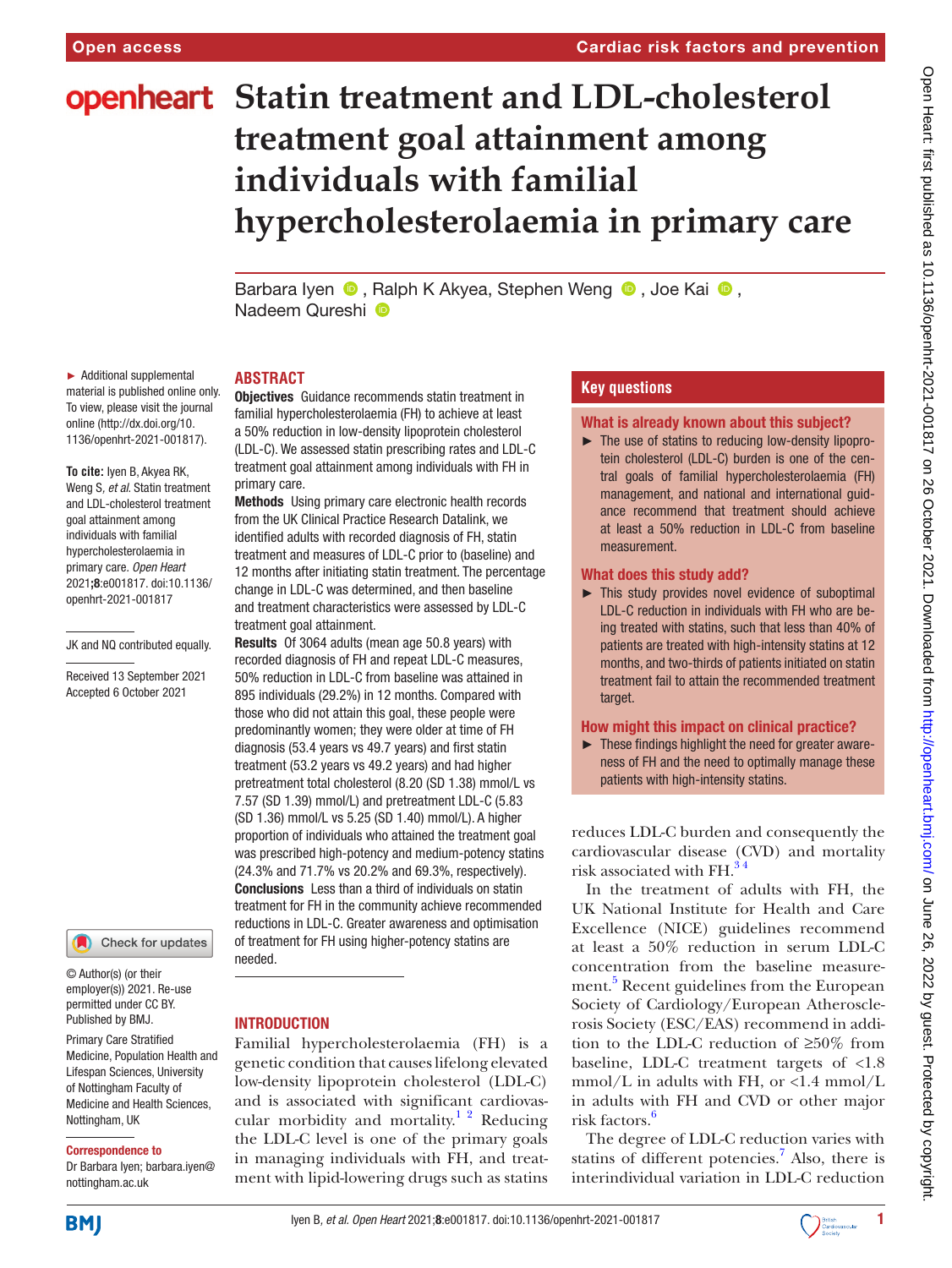# Statin treatment and LDL-cholesterol treatment goal attainment among individuals with familial hypercholesterolaemia in primary care

Barbara Iyen, Ralph K Akyea, Stephen Weng, Joe Kai, Nadeem Qureshi

► Additional supplemental material is published online only. To view, please visit the journal online (http://dx.doi.org/10.1136/openhrt-2021-001817).

**To cite:** Iyen B, Akyea RK, Weng S, *et al*. Statin treatment and LDL-cholesterol treatment goal attainment among individuals with familial hypercholesterolaemia in primary care. *Open Heart* 2021;**8**:e001817. doi:10.1136/openhrt-2021-001817

JK and NQ contributed equally.

Received 13 September 2021
Accepted 6 October 2021

© Author(s) (or their employer(s)) 2021. Re-use permitted under CC BY. Published by BMJ.

Primary Care Stratified Medicine, Population Health and Lifespan Sciences, University of Nottingham Faculty of Medicine and Health Sciences, Nottingham, UK

**Correspondence to**
Dr Barbara Iyen; barbara.iyen@nottingham.ac.uk

## ABSTRACT

**Objectives** Guidance recommends statin treatment in familial hypercholesterolaemia (FH) to achieve at least a 50% reduction in low-density lipoprotein cholesterol (LDL-C). We assessed statin prescribing rates and LDL-C treatment goal attainment among individuals with FH in primary care.

**Methods** Using primary care electronic health records from the UK Clinical Practice Research Datalink, we identified adults with recorded diagnosis of FH, statin treatment and measures of LDL-C prior to (baseline) and 12 months after initiating statin treatment. The percentage change in LDL-C was determined, and then baseline and treatment characteristics were assessed by LDL-C treatment goal attainment.

**Results** Of 3064 adults (mean age 50.8 years) with recorded diagnosis of FH and repeat LDL-C measures, 50% reduction in LDL-C from baseline was attained in 895 individuals (29.2%) in 12 months. Compared with those who did not attain this goal, these people were predominantly women; they were older at time of FH diagnosis (53.4 years vs 49.7 years) and first statin treatment (53.2 years vs 49.2 years) and had higher pretreatment total cholesterol (8.20 (SD 1.38) mmol/L vs 7.57 (SD 1.39) mmol/L) and pretreatment LDL-C (5.83 (SD 1.36) mmol/L vs 5.25 (SD 1.40) mmol/L). A higher proportion of individuals who attained the treatment goal was prescribed high-potency and medium-potency statins (24.3% and 71.7% vs 20.2% and 69.3%, respectively).

**Conclusions** Less than a third of individuals on statin treatment for FH in the community achieve recommended reductions in LDL-C. Greater awareness and optimisation of treatment for FH using higher-potency statins are needed.

### Key questions

**What is already known about this subject?**

- The use of statins to reducing low-density lipoprotein cholesterol (LDL-C) burden is one of the central goals of familial hypercholesterolaemia (FH) management, and national and international guidance recommend that treatment should achieve at least a 50% reduction in LDL-C from baseline measurement.

**What does this study add?**

- This study provides novel evidence of suboptimal LDL-C reduction in individuals with FH who are being treated with statins, such that less than 40% of patients are treated with high-intensity statins at 12 months, and two-thirds of patients initiated on statin treatment fail to attain the recommended treatment target.

**How might this impact on clinical practice?**

- These findings highlight the need for greater awareness of FH and the need to optimally manage these patients with high-intensity statins.

## INTRODUCTION

Familial hypercholesterolaemia (FH) is a genetic condition that causes lifelong elevated low-density lipoprotein cholesterol (LDL-C) and is associated with significant cardiovascular morbidity and mortality.[1,2] Reducing the LDL-C level is one of the primary goals in managing individuals with FH, and treatment with lipid-lowering drugs such as statins reduces LDL-C burden and consequently the cardiovascular disease (CVD) and mortality risk associated with FH.[3,4]

In the treatment of adults with FH, the UK National Institute for Health and Care Excellence (NICE) guidelines recommend at least a 50% reduction in serum LDL-C concentration from the baseline measurement.[5] Recent guidelines from the European Society of Cardiology/European Atherosclerosis Society (ESC/EAS) recommend in addition to the LDL-C reduction of ≥50% from baseline, LDL-C treatment targets of <1.8 mmol/L in adults with FH, or <1.4 mmol/L in adults with FH and CVD or other major risk factors.[6]

The degree of LDL-C reduction varies with statins of different potencies.[7] Also, there is interindividual variation in LDL-C reduction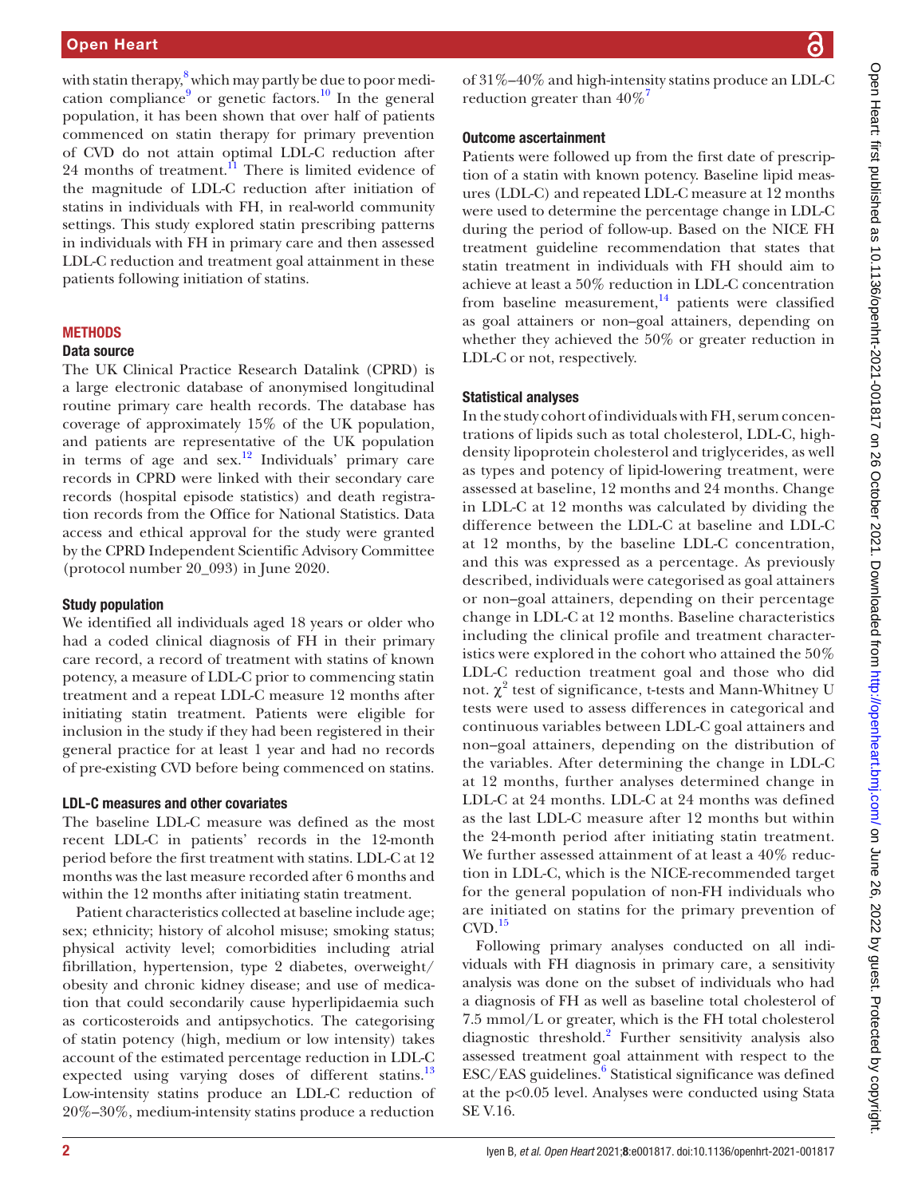with statin therapy,[8] which may partly be due to poor medication compliance[9] or genetic factors.[10] In the general population, it has been shown that over half of patients commenced on statin therapy for primary prevention of CVD do not attain optimal LDL-C reduction after 24 months of treatment.[11] There is limited evidence of the magnitude of LDL-C reduction after initiation of statins in individuals with FH, in real-world community settings. This study explored statin prescribing patterns in individuals with FH in primary care and then assessed LDL-C reduction and treatment goal attainment in these patients following initiation of statins.

## METHODS

### Data source

The UK Clinical Practice Research Datalink (CPRD) is a large electronic database of anonymised longitudinal routine primary care health records. The database has coverage of approximately 15% of the UK population, and patients are representative of the UK population in terms of age and sex.[12] Individuals' primary care records in CPRD were linked with their secondary care records (hospital episode statistics) and death registration records from the Office for National Statistics. Data access and ethical approval for the study were granted by the CPRD Independent Scientific Advisory Committee (protocol number 20_093) in June 2020.

### Study population

We identified all individuals aged 18 years or older who had a coded clinical diagnosis of FH in their primary care record, a record of treatment with statins of known potency, a measure of LDL-C prior to commencing statin treatment and a repeat LDL-C measure 12 months after initiating statin treatment. Patients were eligible for inclusion in the study if they had been registered in their general practice for at least 1 year and had no records of pre-existing CVD before being commenced on statins.

### LDL-C measures and other covariates

The baseline LDL-C measure was defined as the most recent LDL-C in patients' records in the 12-month period before the first treatment with statins. LDL-C at 12 months was the last measure recorded after 6 months and within the 12 months after initiating statin treatment.

Patient characteristics collected at baseline include age; sex; ethnicity; history of alcohol misuse; smoking status; physical activity level; comorbidities including atrial fibrillation, hypertension, type 2 diabetes, overweight/obesity and chronic kidney disease; and use of medication that could secondarily cause hyperlipidaemia such as corticosteroids and antipsychotics. The categorising of statin potency (high, medium or low intensity) takes account of the estimated percentage reduction in LDL-C expected using varying doses of different statins.[13] Low-intensity statins produce an LDL-C reduction of 20%–30%, medium-intensity statins produce a reduction of 31%–40% and high-intensity statins produce an LDL-C reduction greater than 40%[7]

### Outcome ascertainment

Patients were followed up from the first date of prescription of a statin with known potency. Baseline lipid measures (LDL-C) and repeated LDL-C measure at 12 months were used to determine the percentage change in LDL-C during the period of follow-up. Based on the NICE FH treatment guideline recommendation that states that statin treatment in individuals with FH should aim to achieve at least a 50% reduction in LDL-C concentration from baseline measurement,[14] patients were classified as goal attainers or non–goal attainers, depending on whether they achieved the 50% or greater reduction in LDL-C or not, respectively.

### Statistical analyses

In the study cohort of individuals with FH, serum concentrations of lipids such as total cholesterol, LDL-C, high-density lipoprotein cholesterol and triglycerides, as well as types and potency of lipid-lowering treatment, were assessed at baseline, 12 months and 24 months. Change in LDL-C at 12 months was calculated by dividing the difference between the LDL-C at baseline and LDL-C at 12 months, by the baseline LDL-C concentration, and this was expressed as a percentage. As previously described, individuals were categorised as goal attainers or non–goal attainers, depending on their percentage change in LDL-C at 12 months. Baseline characteristics including the clinical profile and treatment characteristics were explored in the cohort who attained the 50% LDL-C reduction treatment goal and those who did not. $\chi^2$ test of significance, t-tests and Mann-Whitney U tests were used to assess differences in categorical and continuous variables between LDL-C goal attainers and non–goal attainers, depending on the distribution of the variables. After determining the change in LDL-C at 12 months, further analyses determined change in LDL-C at 24 months. LDL-C at 24 months was defined as the last LDL-C measure after 12 months but within the 24-month period after initiating statin treatment. We further assessed attainment of at least a 40% reduction in LDL-C, which is the NICE-recommended target for the general population of non-FH individuals who are initiated on statins for the primary prevention of CVD.[15]

Following primary analyses conducted on all individuals with FH diagnosis in primary care, a sensitivity analysis was done on the subset of individuals who had a diagnosis of FH as well as baseline total cholesterol of 7.5 mmol/L or greater, which is the FH total cholesterol diagnostic threshold.[2] Further sensitivity analysis also assessed treatment goal attainment with respect to the ESC/EAS guidelines.[6] Statistical significance was defined at the $p<0.05$ level. Analyses were conducted using Stata SE V.16.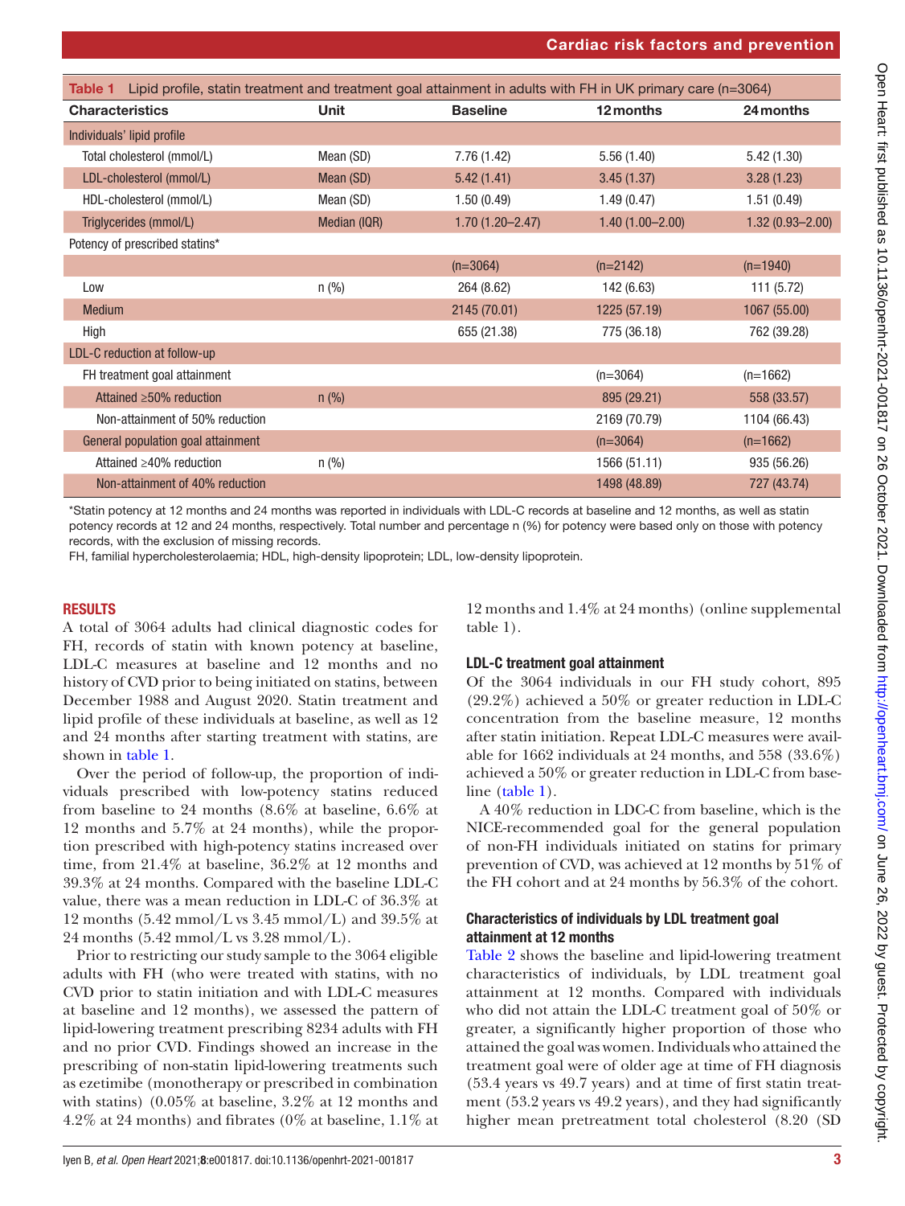**Table 1** Lipid profile, statin treatment and treatment goal attainment in adults with FH in UK primary care (n=3064)

| Characteristics | Unit | Baseline | 12 months | 24 months |
|---|---|---|---|---|
| Individuals' lipid profile | | | | |
| Total cholesterol (mmol/L) | Mean (SD) | 7.76 (1.42) | 5.56 (1.40) | 5.42 (1.30) |
| LDL-cholesterol (mmol/L) | Mean (SD) | 5.42 (1.41) | 3.45 (1.37) | 3.28 (1.23) |
| HDL-cholesterol (mmol/L) | Mean (SD) | 1.50 (0.49) | 1.49 (0.47) | 1.51 (0.49) |
| Triglycerides (mmol/L) | Median (IQR) | 1.70 (1.20–2.47) | 1.40 (1.00–2.00) | 1.32 (0.93–2.00) |
| Potency of prescribed statins* | | | | |
| | | (n=3064) | (n=2142) | (n=1940) |
| Low | n (%) | 264 (8.62) | 142 (6.63) | 111 (5.72) |
| Medium | | 2145 (70.01) | 1225 (57.19) | 1067 (55.00) |
| High | | 655 (21.38) | 775 (36.18) | 762 (39.28) |
| LDL-C reduction at follow-up | | | | |
| FH treatment goal attainment | | | (n=3064) | (n=1662) |
| Attained ≥50% reduction | n (%) | | 895 (29.21) | 558 (33.57) |
| Non-attainment of 50% reduction | | | 2169 (70.79) | 1104 (66.43) |
| General population goal attainment | | | (n=3064) | (n=1662) |
| Attained ≥40% reduction | n (%) | | 1566 (51.11) | 935 (56.26) |
| Non-attainment of 40% reduction | | | 1498 (48.89) | 727 (43.74) |

*Statin potency at 12 months and 24 months was reported in individuals with LDL-C records at baseline and 12 months, as well as statin potency records at 12 and 24 months, respectively. Total number and percentage n (%) for potency were based only on those with potency records, with the exclusion of missing records.

FH, familial hypercholesterolaemia; HDL, high-density lipoprotein; LDL, low-density lipoprotein.

## RESULTS

A total of 3064 adults had clinical diagnostic codes for FH, records of statin with known potency at baseline, LDL-C measures at baseline and 12 months and no history of CVD prior to being initiated on statins, between December 1988 and August 2020. Statin treatment and lipid profile of these individuals at baseline, as well as 12 and 24 months after starting treatment with statins, are shown in table 1.

Over the period of follow-up, the proportion of individuals prescribed with low-potency statins reduced from baseline to 24 months (8.6% at baseline, 6.6% at 12 months and 5.7% at 24 months), while the proportion prescribed with high-potency statins increased over time, from 21.4% at baseline, 36.2% at 12 months and 39.3% at 24 months. Compared with the baseline LDL-C value, there was a mean reduction in LDL-C of 36.3% at 12 months (5.42 mmol/L vs 3.45 mmol/L) and 39.5% at 24 months (5.42 mmol/L vs 3.28 mmol/L).

Prior to restricting our study sample to the 3064 eligible adults with FH (who were treated with statins, with no CVD prior to statin initiation and with LDL-C measures at baseline and 12 months), we assessed the pattern of lipid-lowering treatment prescribing 8234 adults with FH and no prior CVD. Findings showed an increase in the prescribing of non-statin lipid-lowering treatments such as ezetimibe (monotherapy or prescribed in combination with statins) (0.05% at baseline, 3.2% at 12 months and 4.2% at 24 months) and fibrates (0% at baseline, 1.1% at 12 months and 1.4% at 24 months) (online supplemental table 1).

### LDL-C treatment goal attainment

Of the 3064 individuals in our FH study cohort, 895 (29.2%) achieved a 50% or greater reduction in LDL-C concentration from the baseline measure, 12 months after statin initiation. Repeat LDL-C measures were available for 1662 individuals at 24 months, and 558 (33.6%) achieved a 50% or greater reduction in LDL-C from baseline (table 1).

A 40% reduction in LDC-C from baseline, which is the NICE-recommended goal for the general population of non-FH individuals initiated on statins for primary prevention of CVD, was achieved at 12 months by 51% of the FH cohort and at 24 months by 56.3% of the cohort.

### Characteristics of individuals by LDL treatment goal attainment at 12 months

Table 2 shows the baseline and lipid-lowering treatment characteristics of individuals, by LDL treatment goal attainment at 12 months. Compared with individuals who did not attain the LDL-C treatment goal of 50% or greater, a significantly higher proportion of those who attained the goal was women. Individuals who attained the treatment goal were of older age at time of FH diagnosis (53.4 years vs 49.7 years) and at time of first statin treatment (53.2 years vs 49.2 years), and they had significantly higher mean pretreatment total cholesterol (8.20 (SD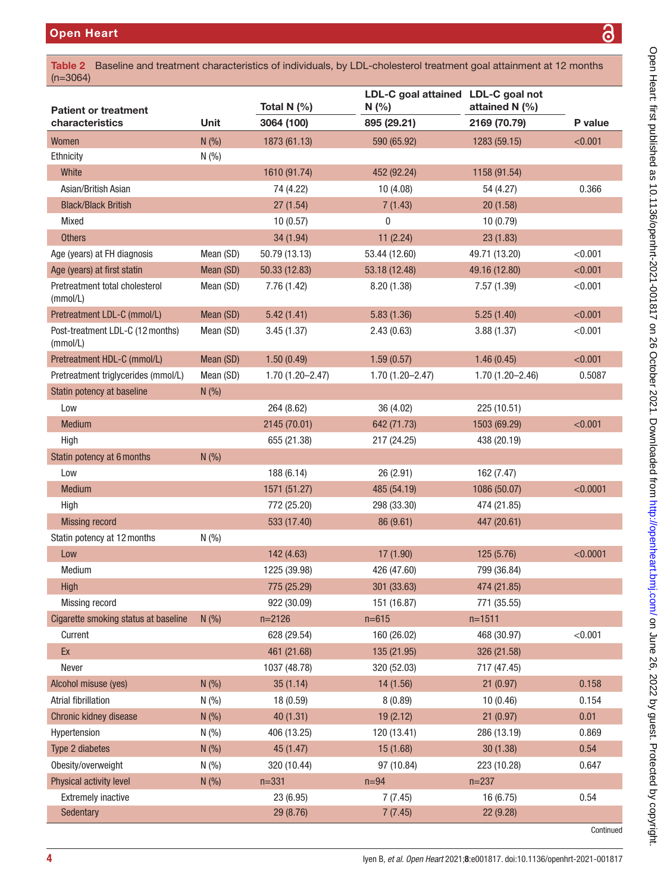**Table 2** Baseline and treatment characteristics of individuals, by LDL-cholesterol treatment goal attainment at 12 months (n=3064)

| Patient or treatment characteristics | Unit | Total N (%) 3064 (100) | LDL-C goal attained N (%) 895 (29.21) | LDL-C goal not attained N (%) 2169 (70.79) | P value |
|---|---|---|---|---|---|
| Women | N (%) | 1873 (61.13) | 590 (65.92) | 1283 (59.15) | <0.001 |
| Ethnicity | N (%) | | | | |
| White | | 1610 (91.74) | 452 (92.24) | 1158 (91.54) | |
| Asian/British Asian | | 74 (4.22) | 10 (4.08) | 54 (4.27) | 0.366 |
| Black/Black British | | 27 (1.54) | 7 (1.43) | 20 (1.58) | |
| Mixed | | 10 (0.57) | 0 | 10 (0.79) | |
| Others | | 34 (1.94) | 11 (2.24) | 23 (1.83) | |
| Age (years) at FH diagnosis | Mean (SD) | 50.79 (13.13) | 53.44 (12.60) | 49.71 (13.20) | <0.001 |
| Age (years) at first statin | Mean (SD) | 50.33 (12.83) | 53.18 (12.48) | 49.16 (12.80) | <0.001 |
| Pretreatment total cholesterol (mmol/L) | Mean (SD) | 7.76 (1.42) | 8.20 (1.38) | 7.57 (1.39) | <0.001 |
| Pretreatment LDL-C (mmol/L) | Mean (SD) | 5.42 (1.41) | 5.83 (1.36) | 5.25 (1.40) | <0.001 |
| Post-treatment LDL-C (12 months) (mmol/L) | Mean (SD) | 3.45 (1.37) | 2.43 (0.63) | 3.88 (1.37) | <0.001 |
| Pretreatment HDL-C (mmol/L) | Mean (SD) | 1.50 (0.49) | 1.59 (0.57) | 1.46 (0.45) | <0.001 |
| Pretreatment triglycerides (mmol/L) | Mean (SD) | 1.70 (1.20–2.47) | 1.70 (1.20–2.47) | 1.70 (1.20–2.46) | 0.5087 |
| Statin potency at baseline | N (%) | | | | |
| Low | | 264 (8.62) | 36 (4.02) | 225 (10.51) | |
| Medium | | 2145 (70.01) | 642 (71.73) | 1503 (69.29) | <0.001 |
| High | | 655 (21.38) | 217 (24.25) | 438 (20.19) | |
| Statin potency at 6 months | N (%) | | | | |
| Low | | 188 (6.14) | 26 (2.91) | 162 (7.47) | |
| Medium | | 1571 (51.27) | 485 (54.19) | 1086 (50.07) | <0.0001 |
| High | | 772 (25.20) | 298 (33.30) | 474 (21.85) | |
| Missing record | | 533 (17.40) | 86 (9.61) | 447 (20.61) | |
| Statin potency at 12 months | N (%) | | | | |
| Low | | 142 (4.63) | 17 (1.90) | 125 (5.76) | <0.0001 |
| Medium | | 1225 (39.98) | 426 (47.60) | 799 (36.84) | |
| High | | 775 (25.29) | 301 (33.63) | 474 (21.85) | |
| Missing record | | 922 (30.09) | 151 (16.87) | 771 (35.55) | |
| Cigarette smoking status at baseline | N (%) | n=2126 | n=615 | n=1511 | |
| Current | | 628 (29.54) | 160 (26.02) | 468 (30.97) | <0.001 |
| Ex | | 461 (21.68) | 135 (21.95) | 326 (21.58) | |
| Never | | 1037 (48.78) | 320 (52.03) | 717 (47.45) | |
| Alcohol misuse (yes) | N (%) | 35 (1.14) | 14 (1.56) | 21 (0.97) | 0.158 |
| Atrial fibrillation | N (%) | 18 (0.59) | 8 (0.89) | 10 (0.46) | 0.154 |
| Chronic kidney disease | N (%) | 40 (1.31) | 19 (2.12) | 21 (0.97) | 0.01 |
| Hypertension | N (%) | 406 (13.25) | 120 (13.41) | 286 (13.19) | 0.869 |
| Type 2 diabetes | N (%) | 45 (1.47) | 15 (1.68) | 30 (1.38) | 0.54 |
| Obesity/overweight | N (%) | 320 (10.44) | 97 (10.84) | 223 (10.28) | 0.647 |
| Physical activity level | N (%) | n=331 | n=94 | n=237 | |
| Extremely inactive | | 23 (6.95) | 7 (7.45) | 16 (6.75) | 0.54 |
| Sedentary | | 29 (8.76) | 7 (7.45) | 22 (9.28) | |

Continued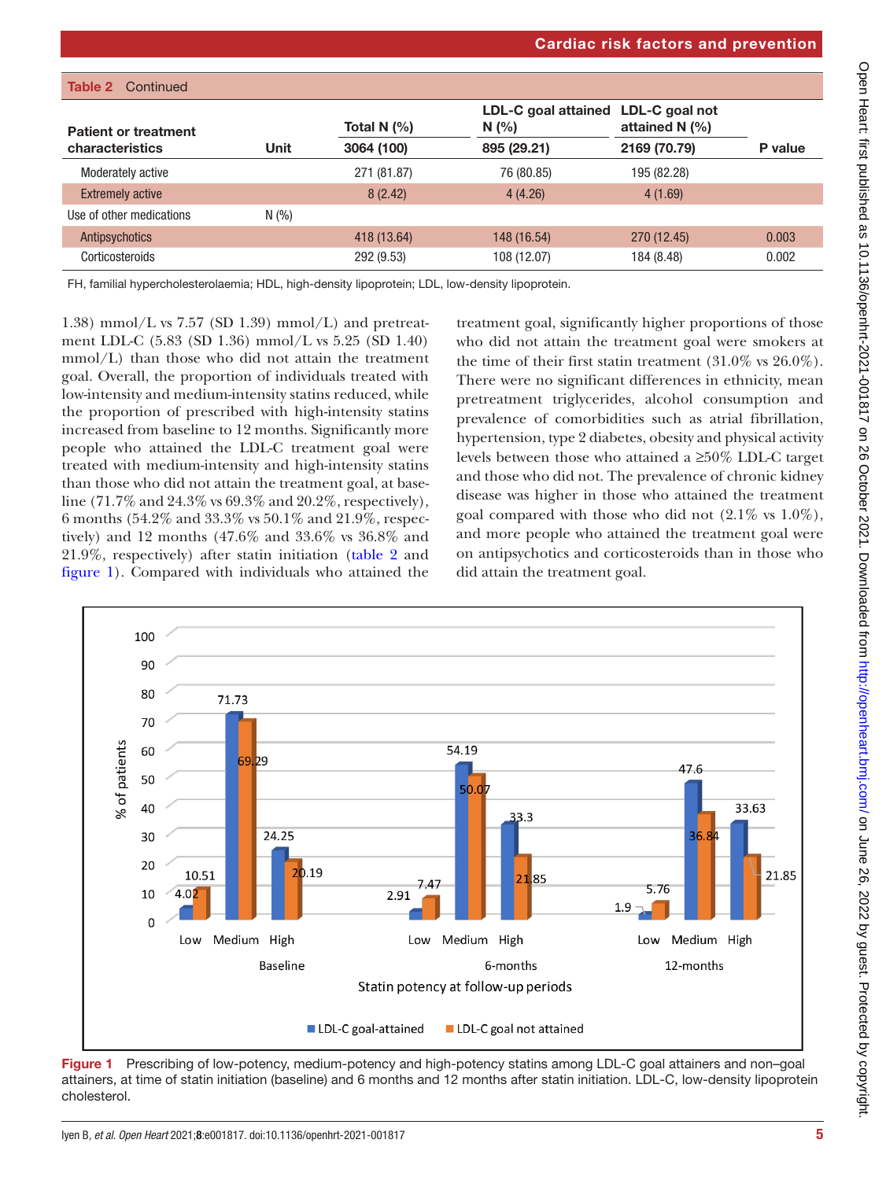Table 2 Continued

| Patient or treatment characteristics | Unit | Total N (%) 3064 (100) | LDL-C goal attained N (%) 895 (29.21) | LDL-C goal not attained N (%) 2169 (70.79) | P value |
|---|---|---|---|---|---|
| Moderately active | | 271 (81.87) | 76 (80.85) | 195 (82.28) | |
| Extremely active | | 8 (2.42) | 4 (4.26) | 4 (1.69) | |
| Use of other medications | N (%) | | | | |
| Antipsychotics | | 418 (13.64) | 148 (16.54) | 270 (12.45) | 0.003 |
| Corticosteroids | | 292 (9.53) | 108 (12.07) | 184 (8.48) | 0.002 |

FH, familial hypercholesterolaemia; HDL, high-density lipoprotein; LDL, low-density lipoprotein.

1.38) mmol/L vs 7.57 (SD 1.39) mmol/L) and pretreatment LDL-C (5.83 (SD 1.36) mmol/L vs 5.25 (SD 1.40) mmol/L) than those who did not attain the treatment goal. Overall, the proportion of individuals treated with low-intensity and medium-intensity statins reduced, while the proportion of prescribed with high-intensity statins increased from baseline to 12 months. Significantly more people who attained the LDL-C treatment goal were treated with medium-intensity and high-intensity statins than those who did not attain the treatment goal, at baseline (71.7% and 24.3% vs 69.3% and 20.2%, respectively), 6 months (54.2% and 33.3% vs 50.1% and 21.9%, respectively) and 12 months (47.6% and 33.6% vs 36.8% and 21.9%, respectively) after statin initiation (table 2 and figure 1). Compared with individuals who attained the treatment goal, significantly higher proportions of those who did not attain the treatment goal were smokers at the time of their first statin treatment (31.0% vs 26.0%). There were no significant differences in ethnicity, mean pretreatment triglycerides, alcohol consumption and prevalence of comorbidities such as atrial fibrillation, hypertension, type 2 diabetes, obesity and physical activity levels between those who attained a ≥50% LDL-C target and those who did not. The prevalence of chronic kidney disease was higher in those who attained the treatment goal compared with those who did not (2.1% vs 1.0%), and more people who attained the treatment goal were on antipsychotics and corticosteroids than in those who did attain the treatment goal.

Figure 1 Prescribing of low-potency, medium-potency and high-potency statins among LDL-C goal attainers and non–goal attainers, at time of statin initiation (baseline) and 6 months and 12 months after statin initiation. LDL-C, low-density lipoprotein cholesterol.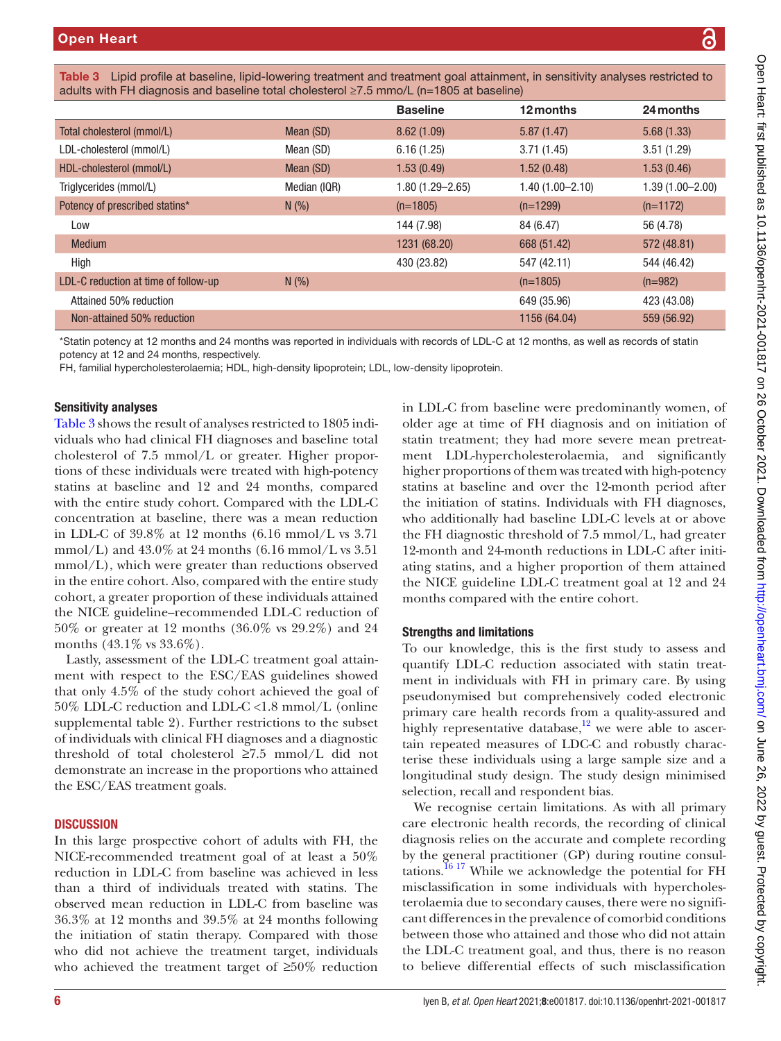**Table 3** Lipid profile at baseline, lipid-lowering treatment and treatment goal attainment, in sensitivity analyses restricted to adults with FH diagnosis and baseline total cholesterol ≥7.5 mmo/L (n=1805 at baseline)

| | | Baseline | 12 months | 24 months |
|---|---|---|---|---|
| Total cholesterol (mmol/L) | Mean (SD) | 8.62 (1.09) | 5.87 (1.47) | 5.68 (1.33) |
| LDL-cholesterol (mmol/L) | Mean (SD) | 6.16 (1.25) | 3.71 (1.45) | 3.51 (1.29) |
| HDL-cholesterol (mmol/L) | Mean (SD) | 1.53 (0.49) | 1.52 (0.48) | 1.53 (0.46) |
| Triglycerides (mmol/L) | Median (IQR) | 1.80 (1.29–2.65) | 1.40 (1.00–2.10) | 1.39 (1.00–2.00) |
| Potency of prescribed statins* | N (%) | (n=1805) | (n=1299) | (n=1172) |
| Low | | 144 (7.98) | 84 (6.47) | 56 (4.78) |
| Medium | | 1231 (68.20) | 668 (51.42) | 572 (48.81) |
| High | | 430 (23.82) | 547 (42.11) | 544 (46.42) |
| LDL-C reduction at time of follow-up | N (%) | | (n=1805) | (n=982) |
| Attained 50% reduction | | | 649 (35.96) | 423 (43.08) |
| Non-attained 50% reduction | | | 1156 (64.04) | 559 (56.92) |

*Statin potency at 12 months and 24 months was reported in individuals with records of LDL-C at 12 months, as well as records of statin potency at 12 and 24 months, respectively.

FH, familial hypercholesterolaemia; HDL, high-density lipoprotein; LDL, low-density lipoprotein.

### Sensitivity analyses

Table 3 shows the result of analyses restricted to 1805 individuals who had clinical FH diagnoses and baseline total cholesterol of 7.5 mmol/L or greater. Higher proportions of these individuals were treated with high-potency statins at baseline and 12 and 24 months, compared with the entire study cohort. Compared with the LDL-C concentration at baseline, there was a mean reduction in LDL-C of 39.8% at 12 months (6.16 mmol/L vs 3.71 mmol/L) and 43.0% at 24 months (6.16 mmol/L vs 3.51 mmol/L), which were greater than reductions observed in the entire cohort. Also, compared with the entire study cohort, a greater proportion of these individuals attained the NICE guideline–recommended LDL-C reduction of 50% or greater at 12 months (36.0% vs 29.2%) and 24 months (43.1% vs 33.6%).

Lastly, assessment of the LDL-C treatment goal attainment with respect to the ESC/EAS guidelines showed that only 4.5% of the study cohort achieved the goal of 50% LDL-C reduction and LDL-C <1.8 mmol/L (online supplemental table 2). Further restrictions to the subset of individuals with clinical FH diagnoses and a diagnostic threshold of total cholesterol ≥7.5 mmol/L did not demonstrate an increase in the proportions who attained the ESC/EAS treatment goals.

## DISCUSSION

In this large prospective cohort of adults with FH, the NICE-recommended treatment goal of at least a 50% reduction in LDL-C from baseline was achieved in less than a third of individuals treated with statins. The observed mean reduction in LDL-C from baseline was 36.3% at 12 months and 39.5% at 24 months following the initiation of statin therapy. Compared with those who did not achieve the treatment target, individuals who achieved the treatment target of ≥50% reduction in LDL-C from baseline were predominantly women, of older age at time of FH diagnosis and on initiation of statin treatment; they had more severe mean pretreatment LDL-hypercholesterolaemia, and significantly higher proportions of them was treated with high-potency statins at baseline and over the 12-month period after the initiation of statins. Individuals with FH diagnoses, who additionally had baseline LDL-C levels at or above the FH diagnostic threshold of 7.5 mmol/L, had greater 12-month and 24-month reductions in LDL-C after initiating statins, and a higher proportion of them attained the NICE guideline LDL-C treatment goal at 12 and 24 months compared with the entire cohort.

### Strengths and limitations

To our knowledge, this is the first study to assess and quantify LDL-C reduction associated with statin treatment in individuals with FH in primary care. By using pseudonymised but comprehensively coded electronic primary care health records from a quality-assured and highly representative database,[12] we were able to ascertain repeated measures of LDC-C and robustly characterise these individuals using a large sample size and a longitudinal study design. The study design minimised selection, recall and respondent bias.

We recognise certain limitations. As with all primary care electronic health records, the recording of clinical diagnosis relies on the accurate and complete recording by the general practitioner (GP) during routine consultations.[16 17] While we acknowledge the potential for FH misclassification in some individuals with hypercholesterolaemia due to secondary causes, there were no significant differences in the prevalence of comorbid conditions between those who attained and those who did not attain the LDL-C treatment goal, and thus, there is no reason to believe differential effects of such misclassification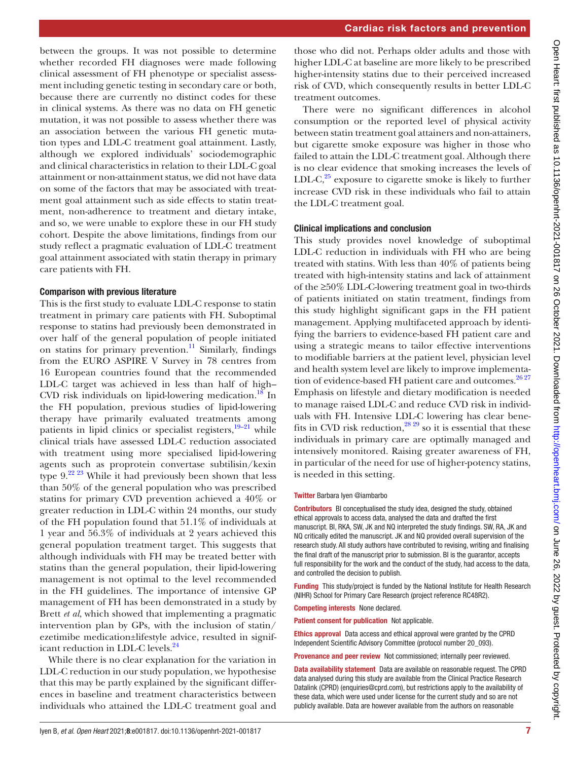between the groups. It was not possible to determine whether recorded FH diagnoses were made following clinical assessment of FH phenotype or specialist assessment including genetic testing in secondary care or both, because there are currently no distinct codes for these in clinical systems. As there was no data on FH genetic mutation, it was not possible to assess whether there was an association between the various FH genetic mutation types and LDL-C treatment goal attainment. Lastly, although we explored individuals' sociodemographic and clinical characteristics in relation to their LDL-C goal attainment or non-attainment status, we did not have data on some of the factors that may be associated with treatment goal attainment such as side effects to statin treatment, non-adherence to treatment and dietary intake, and so, we were unable to explore these in our FH study cohort. Despite the above limitations, findings from our study reflect a pragmatic evaluation of LDL-C treatment goal attainment associated with statin therapy in primary care patients with FH.

### Comparison with previous literature

This is the first study to evaluate LDL-C response to statin treatment in primary care patients with FH. Suboptimal response to statins had previously been demonstrated in over half of the general population of people initiated on statins for primary prevention.[11] Similarly, findings from the EURO ASPIRE V Survey in 78 centres from 16 European countries found that the recommended LDL-C target was achieved in less than half of high–CVD risk individuals on lipid-lowering medication.[18] In the FH population, previous studies of lipid-lowering therapy have primarily evaluated treatments among patients in lipid clinics or specialist registers,[19–21] while clinical trials have assessed LDL-C reduction associated with treatment using more specialised lipid-lowering agents such as proprotein convertase subtilisin/kexin type 9.[22 23] While it had previously been shown that less than 50% of the general population who was prescribed statins for primary CVD prevention achieved a 40% or greater reduction in LDL-C within 24 months, our study of the FH population found that 51.1% of individuals at 1 year and 56.3% of individuals at 2 years achieved this general population treatment target. This suggests that although individuals with FH may be treated better with statins than the general population, their lipid-lowering management is not optimal to the level recommended in the FH guidelines. The importance of intensive GP management of FH has been demonstrated in a study by Brett *et al*, which showed that implementing a pragmatic intervention plan by GPs, with the inclusion of statin/ezetimibe medication±lifestyle advice, resulted in significant reduction in LDL-C levels.[24]

While there is no clear explanation for the variation in LDL-C reduction in our study population, we hypothesise that this may be partly explained by the significant differences in baseline and treatment characteristics between individuals who attained the LDL-C treatment goal and those who did not. Perhaps older adults and those with higher LDL-C at baseline are more likely to be prescribed higher-intensity statins due to their perceived increased risk of CVD, which consequently results in better LDL-C treatment outcomes.

There were no significant differences in alcohol consumption or the reported level of physical activity between statin treatment goal attainers and non-attainers, but cigarette smoke exposure was higher in those who failed to attain the LDL-C treatment goal. Although there is no clear evidence that smoking increases the levels of LDL-C,[25] exposure to cigarette smoke is likely to further increase CVD risk in these individuals who fail to attain the LDL-C treatment goal.

### Clinical implications and conclusion

This study provides novel knowledge of suboptimal LDL-C reduction in individuals with FH who are being treated with statins. With less than 40% of patients being treated with high-intensity statins and lack of attainment of the ≥50% LDL-C-lowering treatment goal in two-thirds of patients initiated on statin treatment, findings from this study highlight significant gaps in the FH patient management. Applying multifaceted approach by identifying the barriers to evidence-based FH patient care and using a strategic means to tailor effective interventions to modifiable barriers at the patient level, physician level and health system level are likely to improve implementation of evidence-based FH patient care and outcomes.[26 27] Emphasis on lifestyle and dietary modification is needed to manage raised LDL-C and reduce CVD risk in individuals with FH. Intensive LDL-C lowering has clear benefits in CVD risk reduction,[28 29] so it is essential that these individuals in primary care are optimally managed and intensively monitored. Raising greater awareness of FH, in particular of the need for use of higher-potency statins, is needed in this setting.

**Twitter** Barbara Iyen @iambarbo

**Contributors** BI conceptualised the study idea, designed the study, obtained ethical approvals to access data, analysed the data and drafted the first manuscript. BI, RKA, SW, JK and NQ interpreted the study findings. SW, RA, JK and NQ critically edited the manuscript. JK and NQ provided overall supervision of the research study. All study authors have contributed to revising, writing and finalising the final draft of the manuscript prior to submission. BI is the guarantor, accepts full responsibility for the work and the conduct of the study, had access to the data, and controlled the decision to publish.

**Funding** This study/project is funded by the National Institute for Health Research (NIHR) School for Primary Care Research (project reference RC48R2).

**Competing interests** None declared.

**Patient consent for publication** Not applicable.

**Ethics approval** Data access and ethical approval were granted by the CPRD Independent Scientific Advisory Committee (protocol number 20_093).

**Provenance and peer review** Not commissioned; internally peer reviewed.

**Data availability statement** Data are available on reasonable request. The CPRD data analysed during this study are available from the Clinical Practice Research Datalink (CPRD) (enquiries@cprd.com), but restrictions apply to the availability of these data, which were used under license for the current study and so are not publicly available. Data are however available from the authors on reasonable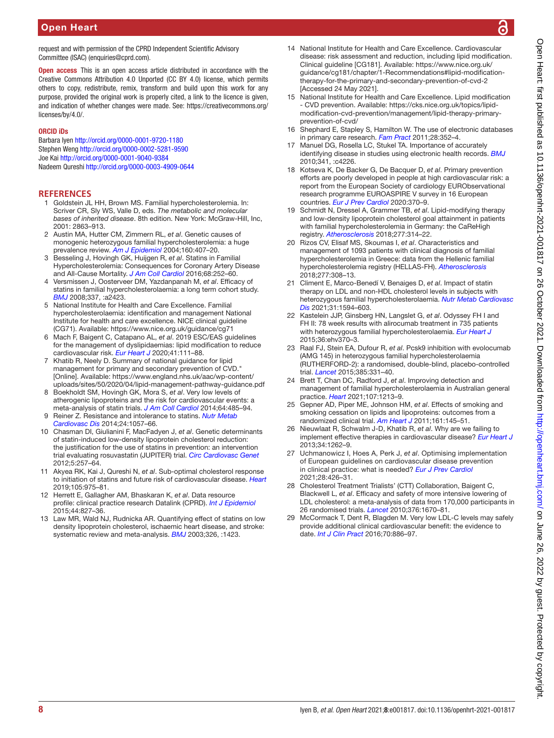request and with permission of the CPRD Independent Scientific Advisory Committee (ISAC) (enquiries@cprd.com).

**Open access** This is an open access article distributed in accordance with the Creative Commons Attribution 4.0 Unported (CC BY 4.0) license, which permits others to copy, redistribute, remix, transform and build upon this work for any purpose, provided the original work is properly cited, a link to the licence is given, and indication of whether changes were made. See: https://creativecommons.org/licenses/by/4.0/.

#### ORCID iDs

Barbara Iyen http://orcid.org/0000-0001-9720-1180
Stephen Weng http://orcid.org/0000-0002-5281-9590
Joe Kai http://orcid.org/0000-0001-9040-9384
Nadeem Qureshi http://orcid.org/0000-0003-4909-0644

## REFERENCES

1. Goldstein JL HH, Brown MS. Familial hypercholesterolemia. In: Scriver CR, Sly WS, Valle D, eds. *The metabolic and molecular bases of inherited disease*. 8th edition. New York: McGraw-Hill, Inc, 2001: 2863–913.
2. Austin MA, Hutter CM, Zimmern RL, *et al*. Genetic causes of monogenic heterozygous familial hypercholesterolemia: a huge prevalence review. *Am J Epidemiol* 2004;160:407–20.
3. Besseling J, Hovingh GK, Huijgen R, *et al*. Statins in Familial Hypercholesterolemia: Consequences for Coronary Artery Disease and All-Cause Mortality. *J Am Coll Cardiol* 2016;68:252–60.
4. Versmissen J, Oosterveer DM, Yazdanpanah M, *et al*. Efficacy of statins in familial hypercholesterolaemia: a long term cohort study. *BMJ* 2008;337, :a2423.
5. National Institute for Health and Care Excellence. Familial hypercholesterolaemia: identification and management National Institute for health and care excellence. NICE clinical guideline (CG71). Available: https://www.nice.org.uk/guidance/cg71
6. Mach F, Baigent C, Catapano AL, *et al*. 2019 ESC/EAS guidelines for the management of dyslipidaemias: lipid modification to reduce cardiovascular risk. *Eur Heart J* 2020;41:111–88.
7. Khatib R, Neely D. Summary of national guidance for lipid management for primary and secondary prevention of CVD." [Online]. Available: https://www.england.nhs.uk/aac/wp-content/uploads/sites/50/2020/04/lipid-management-pathway-guidance.pdf
8. Boekholdt SM, Hovingh GK, Mora S, *et al*. Very low levels of atherogenic lipoproteins and the risk for cardiovascular events: a meta-analysis of statin trials. *J Am Coll Cardiol* 2014;64:485–94.
9. Reiner Z. Resistance and intolerance to statins. *Nutr Metab Cardiovasc Dis* 2014;24:1057–66.
10. Chasman DI, Giulianini F, MacFadyen J, *et al*. Genetic determinants of statin-induced low-density lipoprotein cholesterol reduction: the justification for the use of statins in prevention: an intervention trial evaluating rosuvastatin (JUPITER) trial. *Circ Cardiovasc Genet* 2012;5:257–64.
11. Akyea RK, Kai J, Qureshi N, *et al*. Sub-optimal cholesterol response to initiation of statins and future risk of cardiovascular disease. *Heart* 2019;105:975–81.
12. Herrett E, Gallagher AM, Bhaskaran K, *et al*. Data resource profile: clinical practice research Datalink (CPRD). *Int J Epidemiol* 2015;44:827–36.
13. Law MR, Wald NJ, Rudnicka AR. Quantifying effect of statins on low density lipoprotein cholesterol, ischaemic heart disease, and stroke: systematic review and meta-analysis. *BMJ* 2003;326, :1423.
14. National Institute for Health and Care Excellence. Cardiovascular disease: risk assessment and reduction, including lipid modification. Clinical guideline [CG181]. Available: https://www.nice.org.uk/guidance/cg181/chapter/1-Recommendations#lipid-modification-therapy-for-the-primary-and-secondary-prevention-of-cvd-2 [Accessed 24 May 2021].
15. National Institute for Health and Care Excellence. Lipid modification - CVD prevention. Available: https://cks.nice.org.uk/topics/lipid-modification-cvd-prevention/management/lipid-therapy-primary-prevention-of-cvd/
16. Shephard E, Stapley S, Hamilton W. The use of electronic databases in primary care research. *Fam Pract* 2011;28:352–4.
17. Manuel DG, Rosella LC, Stukel TA. Importance of accurately identifying disease in studies using electronic health records. *BMJ* 2010;341, :c4226.
18. Kotseva K, De Backer G, De Bacquer D, *et al*. Primary prevention efforts are poorly developed in people at high cardiovascular risk: a report from the European Society of cardiology EURObservational research programme EUROASPIRE V survey in 16 European countries. *Eur J Prev Cardiol* 2020:370–9.
19. Schmidt N, Dressel A, Grammer TB, *et al*. Lipid-modifying therapy and low-density lipoprotein cholesterol goal attainment in patients with familial hypercholesterolemia in Germany: the CaReHigh registry. *Atherosclerosis* 2018;277:314–22.
20. Rizos CV, Elisaf MS, Skoumas I, *et al*. Characteristics and management of 1093 patients with clinical diagnosis of familial hypercholesterolemia in Greece: data from the Hellenic familial hypercholesterolemia registry (HELLAS-FH). *Atherosclerosis* 2018;277:308–13.
21. Climent E, Marco-Benedí V, Benaiges D, *et al*. Impact of statin therapy on LDL and non-HDL cholesterol levels in subjects with heterozygous familial hypercholesterolaemia. *Nutr Metab Cardiovasc Dis* 2021;31:1594–603.
22. Kastelein JJP, Ginsberg HN, Langslet G, *et al*. Odyssey FH I and FH II: 78 week results with alirocumab treatment in 735 patients with heterozygous familial hypercholesterolaemia. *Eur Heart J* 2015;36:ehv370–3.
23. Raal FJ, Stein EA, Dufour R, *et al*. Pcsk9 inhibition with evolocumab (AMG 145) in heterozygous familial hypercholesterolaemia (RUTHERFORD-2): a randomised, double-blind, placebo-controlled trial. *Lancet* 2015;385:331–40.
24. Brett T, Chan DC, Radford J, *et al*. Improving detection and management of familial hypercholesterolaemia in Australian general practice. *Heart* 2021;107:1213–9.
25. Gepner AD, Piper ME, Johnson HM, *et al*. Effects of smoking and smoking cessation on lipids and lipoproteins: outcomes from a randomized clinical trial. *Am Heart J* 2011;161:145–51.
26. Nieuwlaat R, Schwalm J-D, Khatib R, *et al*. Why are we failing to implement effective therapies in cardiovascular disease? *Eur Heart J* 2013;34:1262–9.
27. Uchmanowicz I, Hoes A, Perk J, *et al*. Optimising implementation of European guidelines on cardiovascular disease prevention in clinical practice: what is needed? *Eur J Prev Cardiol* 2021;28:426–31.
28. Cholesterol Treatment Trialists' (CTT) Collaboration, Baigent C, Blackwell L, *et al*. Efficacy and safety of more intensive lowering of LDL cholesterol: a meta-analysis of data from 170,000 participants in 26 randomised trials. *Lancet* 2010;376:1670–81.
29. McCormack T, Dent R, Blagden M. Very low LDL-C levels may safely provide additional clinical cardiovascular benefit: the evidence to date. *Int J Clin Pract* 2016;70:886–97.